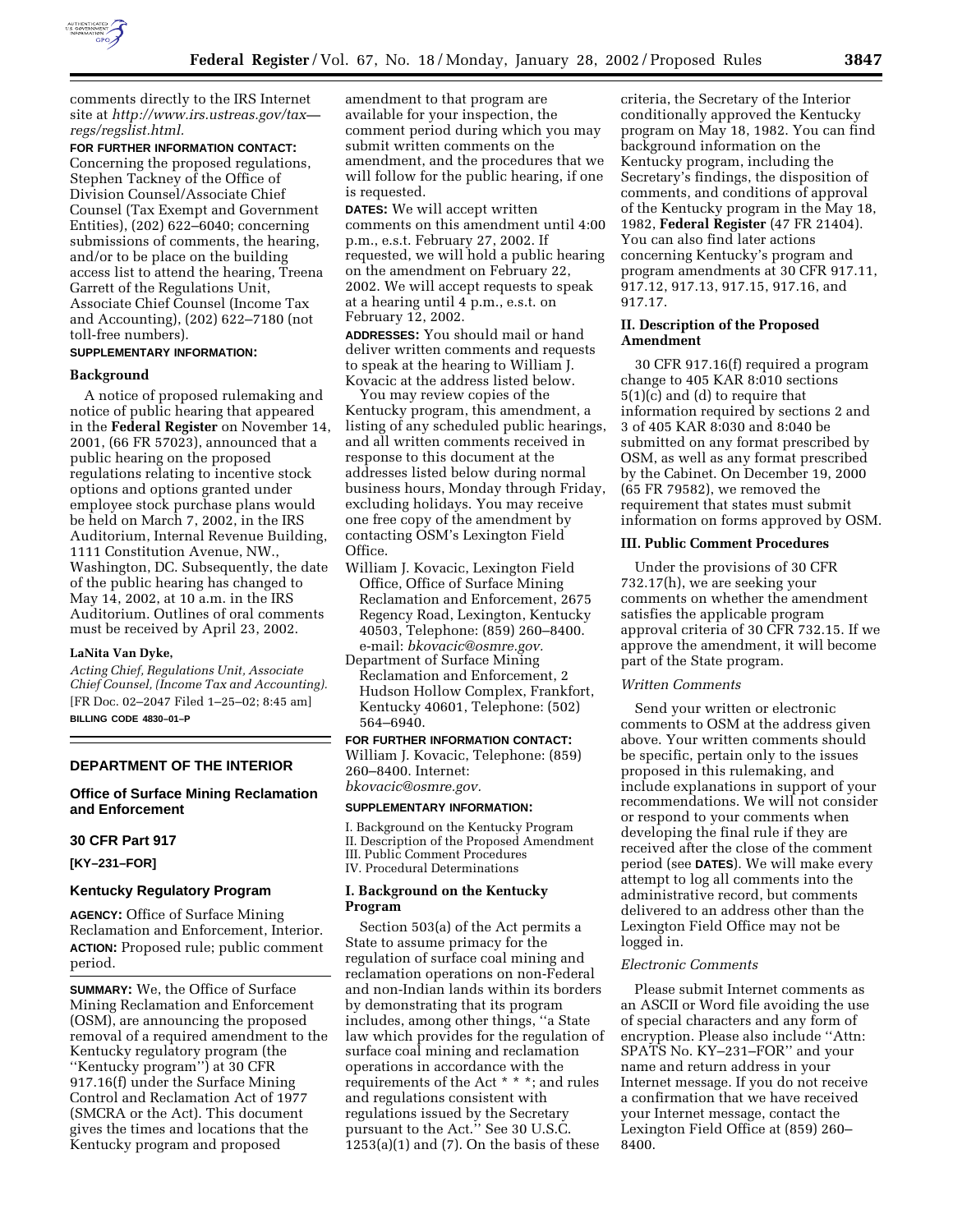comments directly to the IRS Internet site at *http://www.irs.ustreas.gov/tax—regs/regslist.html.*

**FOR FURTHER INFORMATION CONTACT:** Concerning the proposed regulations, Stephen Tackney of the Office of Division Counsel/Associate Chief Counsel (Tax Exempt and Government Entities), (202) 622–6040; concerning submissions of comments, the hearing, and/or to be place on the building access list to attend the hearing, Treena Garrett of the Regulations Unit, Associate Chief Counsel (Income Tax and Accounting), (202) 622–7180 (not toll-free numbers).

**SUPPLEMENTARY INFORMATION:**

**Background**

A notice of proposed rulemaking and notice of public hearing that appeared in the **Federal Register** on November 14, 2001, (66 FR 57023), announced that a public hearing on the proposed regulations relating to incentive stock options and options granted under employee stock purchase plans would be held on March 7, 2002, in the IRS Auditorium, Internal Revenue Building, 1111 Constitution Avenue, NW., Washington, DC. Subsequently, the date of the public hearing has changed to May 14, 2002, at 10 a.m. in the IRS Auditorium. Outlines of oral comments must be received by April 23, 2002.

**LaNita Van Dyke,**

*Acting Chief, Regulations Unit, Associate Chief Counsel, (Income Tax and Accounting).*

[FR Doc. 02–2047 Filed 1–25–02; 8:45 am]

**BILLING CODE 4830–01–P**

---

## DEPARTMENT OF THE INTERIOR

### Office of Surface Mining Reclamation and Enforcement

### 30 CFR Part 917

**[KY–231–FOR]**

### Kentucky Regulatory Program

**AGENCY:** Office of Surface Mining Reclamation and Enforcement, Interior.

**ACTION:** Proposed rule; public comment period.

**SUMMARY:** We, the Office of Surface Mining Reclamation and Enforcement (OSM), are announcing the proposed removal of a required amendment to the Kentucky regulatory program (the ''Kentucky program'') at 30 CFR 917.16(f) under the Surface Mining Control and Reclamation Act of 1977 (SMCRA or the Act). This document gives the times and locations that the Kentucky program and proposed amendment to that program are available for your inspection, the comment period during which you may submit written comments on the amendment, and the procedures that we will follow for the public hearing, if one is requested.

**DATES:** We will accept written comments on this amendment until 4:00 p.m., e.s.t. February 27, 2002. If requested, we will hold a public hearing on the amendment on February 22, 2002. We will accept requests to speak at a hearing until 4 p.m., e.s.t. on February 12, 2002.

**ADDRESSES:** You should mail or hand deliver written comments and requests to speak at the hearing to William J. Kovacic at the address listed below.

You may review copies of the Kentucky program, this amendment, a listing of any scheduled public hearings, and all written comments received in response to this document at the addresses listed below during normal business hours, Monday through Friday, excluding holidays. You may receive one free copy of the amendment by contacting OSM's Lexington Field Office.

William J. Kovacic, Lexington Field Office, Office of Surface Mining Reclamation and Enforcement, 2675 Regency Road, Lexington, Kentucky 40503, Telephone: (859) 260–8400. e-mail: *bkovacic@osmre.gov.*

Department of Surface Mining Reclamation and Enforcement, 2 Hudson Hollow Complex, Frankfort, Kentucky 40601, Telephone: (502) 564–6940.

**FOR FURTHER INFORMATION CONTACT:** William J. Kovacic, Telephone: (859) 260–8400. Internet: *bkovacic@osmre.gov.*

**SUPPLEMENTARY INFORMATION:**

I. Background on the Kentucky Program
II. Description of the Proposed Amendment
III. Public Comment Procedures
IV. Procedural Determinations

#### I. Background on the Kentucky Program

Section 503(a) of the Act permits a State to assume primacy for the regulation of surface coal mining and reclamation operations on non-Federal and non-Indian lands within its borders by demonstrating that its program includes, among other things, ''a State law which provides for the regulation of surface coal mining and reclamation operations in accordance with the requirements of the Act * * *; and rules and regulations consistent with regulations issued by the Secretary pursuant to the Act.'' See 30 U.S.C. 1253(a)(1) and (7). On the basis of these criteria, the Secretary of the Interior conditionally approved the Kentucky program on May 18, 1982. You can find background information on the Kentucky program, including the Secretary's findings, the disposition of comments, and conditions of approval of the Kentucky program in the May 18, 1982, **Federal Register** (47 FR 21404). You can also find later actions concerning Kentucky's program and program amendments at 30 CFR 917.11, 917.12, 917.13, 917.15, 917.16, and 917.17.

#### II. Description of the Proposed Amendment

30 CFR 917.16(f) required a program change to 405 KAR 8:010 sections 5(1)(c) and (d) to require that information required by sections 2 and 3 of 405 KAR 8:030 and 8:040 be submitted on any format prescribed by OSM, as well as any format prescribed by the Cabinet. On December 19, 2000 (65 FR 79582), we removed the requirement that states must submit information on forms approved by OSM.

#### III. Public Comment Procedures

Under the provisions of 30 CFR 732.17(h), we are seeking your comments on whether the amendment satisfies the applicable program approval criteria of 30 CFR 732.15. If we approve the amendment, it will become part of the State program.

*Written Comments*

Send your written or electronic comments to OSM at the address given above. Your written comments should be specific, pertain only to the issues proposed in this rulemaking, and include explanations in support of your recommendations. We will not consider or respond to your comments when developing the final rule if they are received after the close of the comment period (see **DATES**). We will make every attempt to log all comments into the administrative record, but comments delivered to an address other than the Lexington Field Office may not be logged in.

*Electronic Comments*

Please submit Internet comments as an ASCII or Word file avoiding the use of special characters and any form of encryption. Please also include ''Attn: SPATS No. KY–231–FOR'' and your name and return address in your Internet message. If you do not receive a confirmation that we have received your Internet message, contact the Lexington Field Office at (859) 260–8400.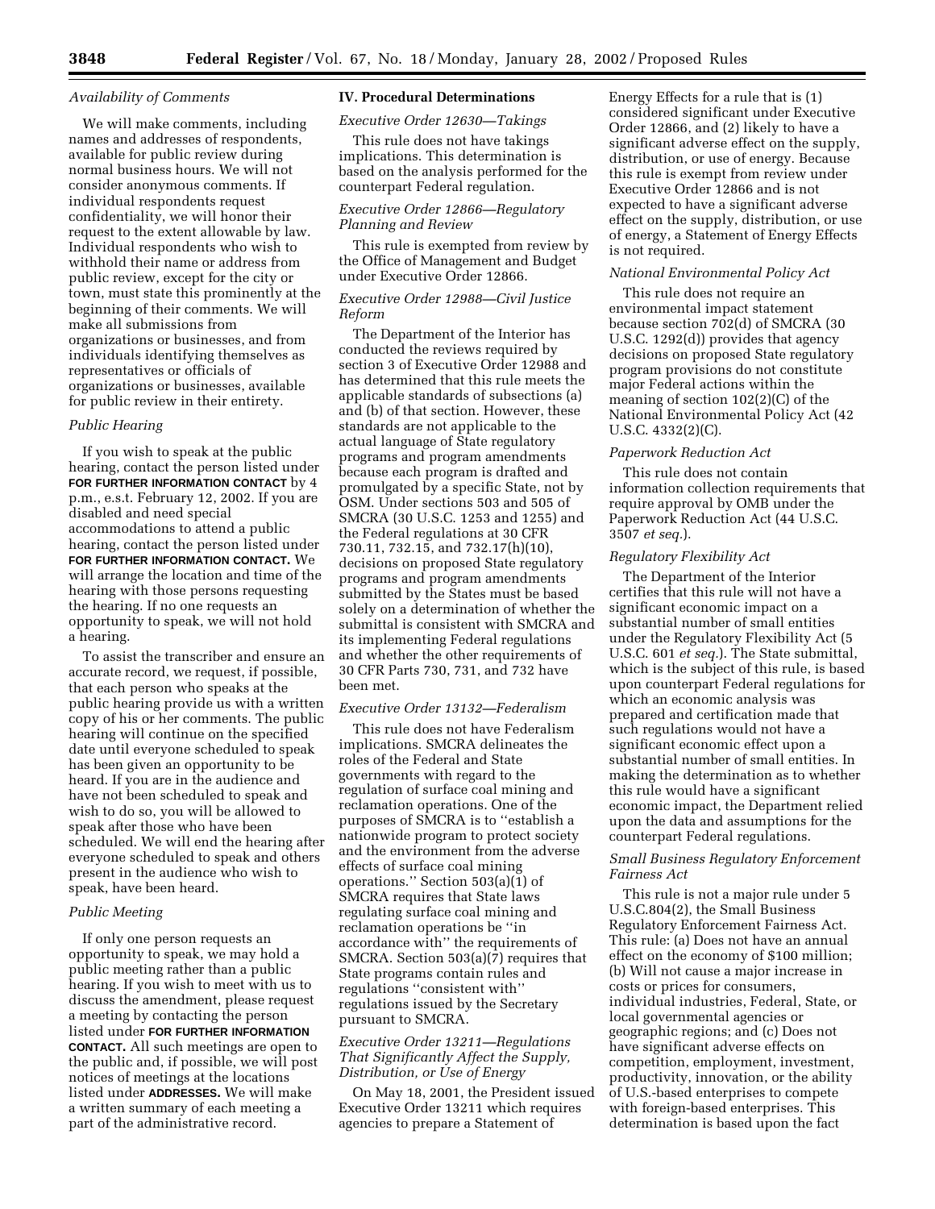*Availability of Comments*

We will make comments, including names and addresses of respondents, available for public review during normal business hours. We will not consider anonymous comments. If individual respondents request confidentiality, we will honor their request to the extent allowable by law. Individual respondents who wish to withhold their name or address from public review, except for the city or town, must state this prominently at the beginning of their comments. We will make all submissions from organizations or businesses, and from individuals identifying themselves as representatives or officials of organizations or businesses, available for public review in their entirety.

*Public Hearing*

If you wish to speak at the public hearing, contact the person listed under **FOR FURTHER INFORMATION CONTACT** by 4 p.m., e.s.t. February 12, 2002. If you are disabled and need special accommodations to attend a public hearing, contact the person listed under **FOR FURTHER INFORMATION CONTACT.** We will arrange the location and time of the hearing with those persons requesting the hearing. If no one requests an opportunity to speak, we will not hold a hearing.

To assist the transcriber and ensure an accurate record, we request, if possible, that each person who speaks at the public hearing provide us with a written copy of his or her comments. The public hearing will continue on the specified date until everyone scheduled to speak has been given an opportunity to be heard. If you are in the audience and have not been scheduled to speak and wish to do so, you will be allowed to speak after those who have been scheduled. We will end the hearing after everyone scheduled to speak and others present in the audience who wish to speak, have been heard.

*Public Meeting*

If only one person requests an opportunity to speak, we may hold a public meeting rather than a public hearing. If you wish to meet with us to discuss the amendment, please request a meeting by contacting the person listed under **FOR FURTHER INFORMATION CONTACT.** All such meetings are open to the public and, if possible, we will post notices of meetings at the locations listed under **ADDRESSES.** We will make a written summary of each meeting a part of the administrative record.

## IV. Procedural Determinations

*Executive Order 12630—Takings*

This rule does not have takings implications. This determination is based on the analysis performed for the counterpart Federal regulation.

*Executive Order 12866—Regulatory Planning and Review*

This rule is exempted from review by the Office of Management and Budget under Executive Order 12866.

*Executive Order 12988—Civil Justice Reform*

The Department of the Interior has conducted the reviews required by section 3 of Executive Order 12988 and has determined that this rule meets the applicable standards of subsections (a) and (b) of that section. However, these standards are not applicable to the actual language of State regulatory programs and program amendments because each program is drafted and promulgated by a specific State, not by OSM. Under sections 503 and 505 of SMCRA (30 U.S.C. 1253 and 1255) and the Federal regulations at 30 CFR 730.11, 732.15, and 732.17(h)(10), decisions on proposed State regulatory programs and program amendments submitted by the States must be based solely on a determination of whether the submittal is consistent with SMCRA and its implementing Federal regulations and whether the other requirements of 30 CFR Parts 730, 731, and 732 have been met.

*Executive Order 13132—Federalism*

This rule does not have Federalism implications. SMCRA delineates the roles of the Federal and State governments with regard to the regulation of surface coal mining and reclamation operations. One of the purposes of SMCRA is to ''establish a nationwide program to protect society and the environment from the adverse effects of surface coal mining operations.'' Section 503(a)(1) of SMCRA requires that State laws regulating surface coal mining and reclamation operations be ''in accordance with'' the requirements of SMCRA. Section 503(a)(7) requires that State programs contain rules and regulations ''consistent with'' regulations issued by the Secretary pursuant to SMCRA.

*Executive Order 13211—Regulations That Significantly Affect the Supply, Distribution, or Use of Energy*

On May 18, 2001, the President issued Executive Order 13211 which requires agencies to prepare a Statement of Energy Effects for a rule that is (1) considered significant under Executive Order 12866, and (2) likely to have a significant adverse effect on the supply, distribution, or use of energy. Because this rule is exempt from review under Executive Order 12866 and is not expected to have a significant adverse effect on the supply, distribution, or use of energy, a Statement of Energy Effects is not required.

*National Environmental Policy Act*

This rule does not require an environmental impact statement because section 702(d) of SMCRA (30 U.S.C. 1292(d)) provides that agency decisions on proposed State regulatory program provisions do not constitute major Federal actions within the meaning of section 102(2)(C) of the National Environmental Policy Act (42 U.S.C. 4332(2)(C).

*Paperwork Reduction Act*

This rule does not contain information collection requirements that require approval by OMB under the Paperwork Reduction Act (44 U.S.C. 3507 *et seq.*).

*Regulatory Flexibility Act*

The Department of the Interior certifies that this rule will not have a significant economic impact on a substantial number of small entities under the Regulatory Flexibility Act (5 U.S.C. 601 *et seq.*). The State submittal, which is the subject of this rule, is based upon counterpart Federal regulations for which an economic analysis was prepared and certification made that such regulations would not have a significant economic effect upon a substantial number of small entities. In making the determination as to whether this rule would have a significant economic impact, the Department relied upon the data and assumptions for the counterpart Federal regulations.

*Small Business Regulatory Enforcement Fairness Act*

This rule is not a major rule under 5 U.S.C.804(2), the Small Business Regulatory Enforcement Fairness Act. This rule: (a) Does not have an annual effect on the economy of $100 million; (b) Will not cause a major increase in costs or prices for consumers, individual industries, Federal, State, or local governmental agencies or geographic regions; and (c) Does not have significant adverse effects on competition, employment, investment, productivity, innovation, or the ability of U.S.-based enterprises to compete with foreign-based enterprises. This determination is based upon the fact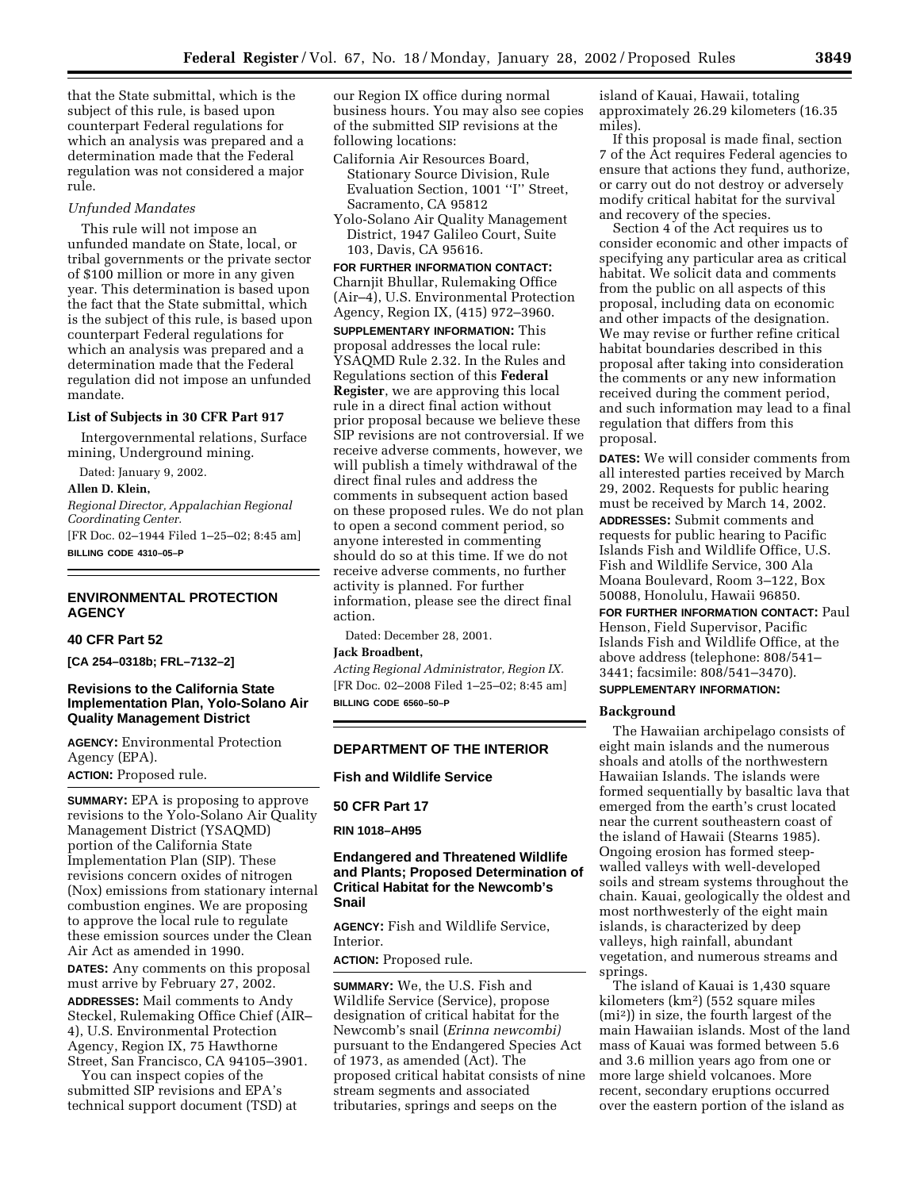that the State submittal, which is the subject of this rule, is based upon counterpart Federal regulations for which an analysis was prepared and a determination made that the Federal regulation was not considered a major rule.

*Unfunded Mandates*

This rule will not impose an unfunded mandate on State, local, or tribal governments or the private sector of $100 million or more in any given year. This determination is based upon the fact that the State submittal, which is the subject of this rule, is based upon counterpart Federal regulations for which an analysis was prepared and a determination made that the Federal regulation did not impose an unfunded mandate.

**List of Subjects in 30 CFR Part 917**

Intergovernmental relations, Surface mining, Underground mining.

Dated: January 9, 2002.

**Allen D. Klein,**

*Regional Director, Appalachian Regional Coordinating Center.*

[FR Doc. 02–1944 Filed 1–25–02; 8:45 am]

**BILLING CODE 4310–05–P**

## ENVIRONMENTAL PROTECTION AGENCY

### 40 CFR Part 52

**[CA 254–0318b; FRL–7132–2]**

### Revisions to the California State Implementation Plan, Yolo-Solano Air Quality Management District

**AGENCY:** Environmental Protection Agency (EPA).

**ACTION:** Proposed rule.

**SUMMARY:** EPA is proposing to approve revisions to the Yolo-Solano Air Quality Management District (YSAQMD) portion of the California State Implementation Plan (SIP). These revisions concern oxides of nitrogen (Nox) emissions from stationary internal combustion engines. We are proposing to approve the local rule to regulate these emission sources under the Clean Air Act as amended in 1990.

**DATES:** Any comments on this proposal must arrive by February 27, 2002.

**ADDRESSES:** Mail comments to Andy Steckel, Rulemaking Office Chief (AIR–4), U.S. Environmental Protection Agency, Region IX, 75 Hawthorne Street, San Francisco, CA 94105–3901.

You can inspect copies of the submitted SIP revisions and EPA's technical support document (TSD) at our Region IX office during normal business hours. You may also see copies of the submitted SIP revisions at the following locations:

California Air Resources Board, Stationary Source Division, Rule Evaluation Section, 1001 ''I'' Street, Sacramento, CA 95812

Yolo-Solano Air Quality Management District, 1947 Galileo Court, Suite 103, Davis, CA 95616.

**FOR FURTHER INFORMATION CONTACT:** Charnjit Bhullar, Rulemaking Office (Air–4), U.S. Environmental Protection Agency, Region IX, (415) 972–3960.

**SUPPLEMENTARY INFORMATION:** This proposal addresses the local rule: YSAQMD Rule 2.32. In the Rules and Regulations section of this **Federal Register**, we are approving this local rule in a direct final action without prior proposal because we believe these SIP revisions are not controversial. If we receive adverse comments, however, we will publish a timely withdrawal of the direct final rules and address the comments in subsequent action based on these proposed rules. We do not plan to open a second comment period, so anyone interested in commenting should do so at this time. If we do not receive adverse comments, no further activity is planned. For further information, please see the direct final action.

Dated: December 28, 2001.

**Jack Broadbent,**

*Acting Regional Administrator, Region IX.*

[FR Doc. 02–2008 Filed 1–25–02; 8:45 am]

**BILLING CODE 6560–50–P**

## DEPARTMENT OF THE INTERIOR

### Fish and Wildlife Service

### 50 CFR Part 17

**RIN 1018–AH95**

### Endangered and Threatened Wildlife and Plants; Proposed Determination of Critical Habitat for the Newcomb's Snail

**AGENCY:** Fish and Wildlife Service, Interior.

**ACTION:** Proposed rule.

**SUMMARY:** We, the U.S. Fish and Wildlife Service (Service), propose designation of critical habitat for the Newcomb's snail (*Erinna newcombi)* pursuant to the Endangered Species Act of 1973, as amended (Act). The proposed critical habitat consists of nine stream segments and associated tributaries, springs and seeps on the island of Kauai, Hawaii, totaling approximately 26.29 kilometers (16.35 miles).

If this proposal is made final, section 7 of the Act requires Federal agencies to ensure that actions they fund, authorize, or carry out do not destroy or adversely modify critical habitat for the survival and recovery of the species.

Section 4 of the Act requires us to consider economic and other impacts of specifying any particular area as critical habitat. We solicit data and comments from the public on all aspects of this proposal, including data on economic and other impacts of the designation. We may revise or further refine critical habitat boundaries described in this proposal after taking into consideration the comments or any new information received during the comment period, and such information may lead to a final regulation that differs from this proposal.

**DATES:** We will consider comments from all interested parties received by March 29, 2002. Requests for public hearing must be received by March 14, 2002.

**ADDRESSES:** Submit comments and requests for public hearing to Pacific Islands Fish and Wildlife Office, U.S. Fish and Wildlife Service, 300 Ala Moana Boulevard, Room 3–122, Box 50088, Honolulu, Hawaii 96850.

**FOR FURTHER INFORMATION CONTACT:** Paul Henson, Field Supervisor, Pacific Islands Fish and Wildlife Office, at the above address (telephone: 808/541–3441; facsimile: 808/541–3470).

**SUPPLEMENTARY INFORMATION:**

**Background**

The Hawaiian archipelago consists of eight main islands and the numerous shoals and atolls of the northwestern Hawaiian Islands. The islands were formed sequentially by basaltic lava that emerged from the earth's crust located near the current southeastern coast of the island of Hawaii (Stearns 1985). Ongoing erosion has formed steep-walled valleys with well-developed soils and stream systems throughout the chain. Kauai, geologically the oldest and most northwesterly of the eight main islands, is characterized by deep valleys, high rainfall, abundant vegetation, and numerous streams and springs.

The island of Kauai is 1,430 square kilometers ($km^2$) (552 square miles ($mi^2$)) in size, the fourth largest of the main Hawaiian islands. Most of the land mass of Kauai was formed between 5.6 and 3.6 million years ago from one or more large shield volcanoes. More recent, secondary eruptions occurred over the eastern portion of the island as